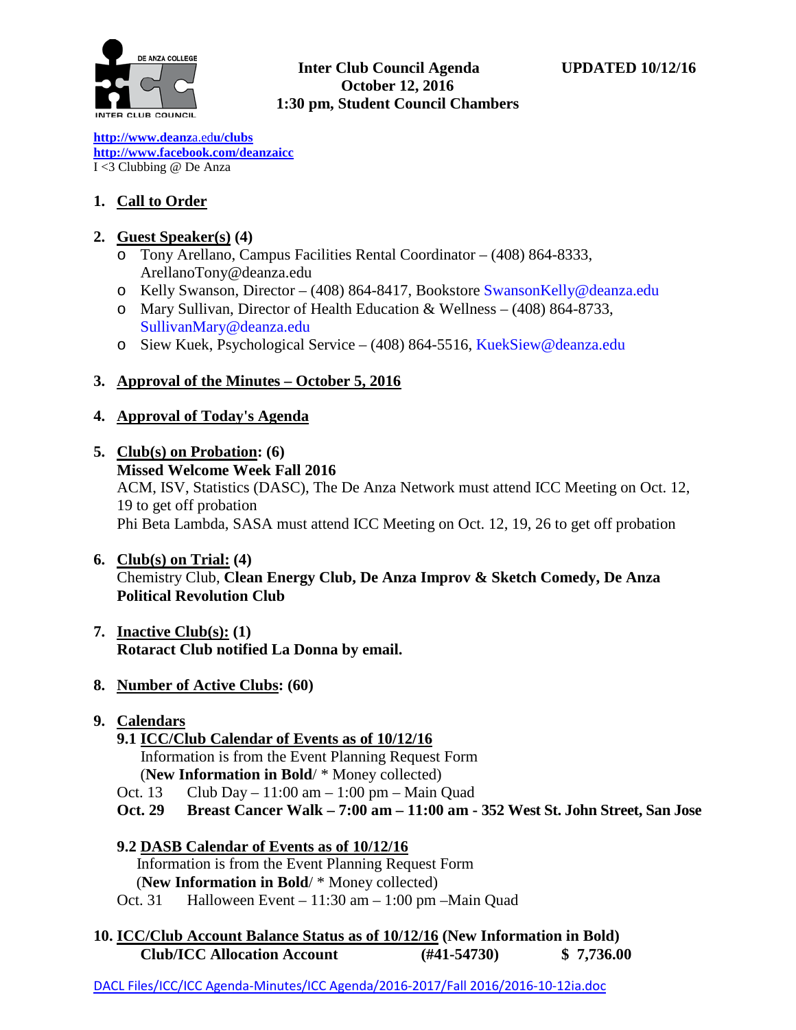**Inter Club Council Agenda**
**October 12, 2016**
**1:30 pm, Student Council Chambers**

**UPDATED 10/12/16**

DE ANZA COLLEGE
INTER CLUB COUNCIL

**http://www.deanza.edu/clubs**
**http://www.facebook.com/deanzaicc**
I <3 Clubbing @ De Anza

1. **Call to Order**

2. **Guest Speaker(s) (4)**
   - Tony Arellano, Campus Facilities Rental Coordinator – (408) 864-8333, ArellanoTony@deanza.edu
   - Kelly Swanson, Director – (408) 864-8417, Bookstore SwansonKelly@deanza.edu
   - Mary Sullivan, Director of Health Education & Wellness – (408) 864-8733, SullivanMary@deanza.edu
   - Siew Kuek, Psychological Service – (408) 864-5516, KuekSiew@deanza.edu

3. **Approval of the Minutes – October 5, 2016**

4. **Approval of Today's Agenda**

5. **Club(s) on Probation: (6)**
   **Missed Welcome Week Fall 2016**
   ACM, ISV, Statistics (DASC), The De Anza Network must attend ICC Meeting on Oct. 12, 19 to get off probation
   Phi Beta Lambda, SASA must attend ICC Meeting on Oct. 12, 19, 26 to get off probation

6. **Club(s) on Trial: (4)**
   Chemistry Club, **Clean Energy Club, De Anza Improv & Sketch Comedy, De Anza Political Revolution Club**

7. **Inactive Club(s): (1)**
   **Rotaract Club notified La Donna by email.**

8. **Number of Active Clubs: (60)**

9. **Calendars**

   **9.1 ICC/Club Calendar of Events as of 10/12/16**
   Information is from the Event Planning Request Form
   (**New Information in Bold**/ * Money collected)
   Oct. 13 Club Day – 11:00 am – 1:00 pm – Main Quad
   **Oct. 29 Breast Cancer Walk – 7:00 am – 11:00 am - 352 West St. John Street, San Jose**

   **9.2 DASB Calendar of Events as of 10/12/16**
   Information is from the Event Planning Request Form
   (**New Information in Bold**/ * Money collected)
   Oct. 31 Halloween Event – 11:30 am – 1:00 pm –Main Quad

10. **ICC/Club Account Balance Status as of 10/12/16 (New Information in Bold)**
    **Club/ICC Allocation Account (#41-54730) $ 7,736.00**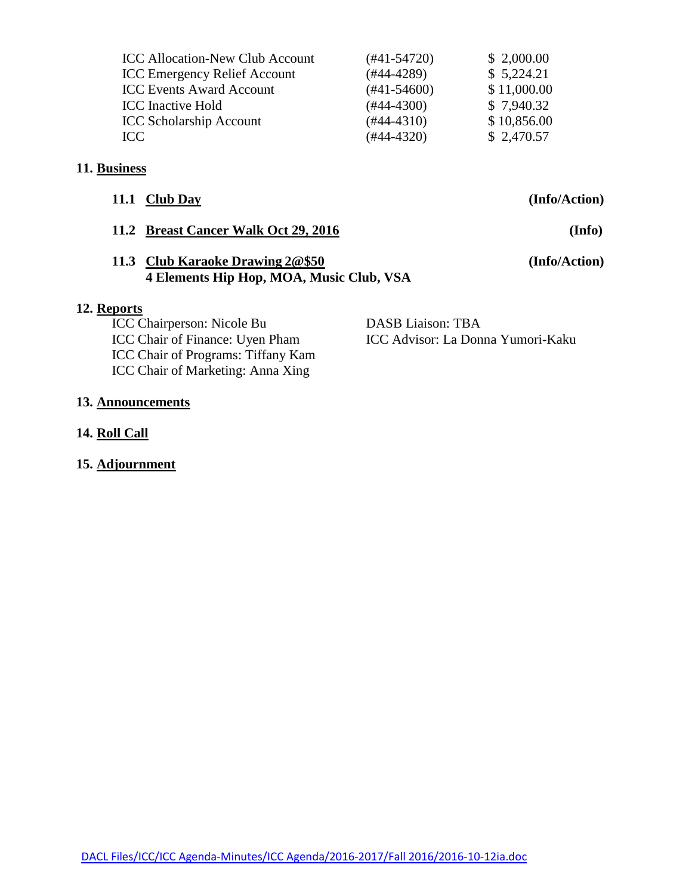| | | |
|---|---|---|
| ICC Allocation-New Club Account | (#41-54720) | $ 2,000.00 |
| ICC Emergency Relief Account | (#44-4289) | $ 5,224.21 |
| ICC Events Award Account | (#41-54600) | $ 11,000.00 |
| ICC Inactive Hold | (#44-4300) | $ 7,940.32 |
| ICC Scholarship Account | (#44-4310) | $ 10,856.00 |
| ICC | (#44-4320) | $ 2,470.57 |

**11. <u>Business</u>**

**11.1 <u>Club Day</u>** **(Info/Action)**

**11.2 <u>Breast Cancer Walk Oct 29, 2016</u>** **(Info)**

**11.3 <u>Club Karaoke Drawing 2@$50</u>** **(Info/Action)**
**4 Elements Hip Hop, MOA, Music Club, VSA**

**12. <u>Reports</u>**

ICC Chairperson: Nicole Bu
ICC Chair of Finance: Uyen Pham
ICC Chair of Programs: Tiffany Kam
ICC Chair of Marketing: Anna Xing
DASB Liaison: TBA
ICC Advisor: La Donna Yumori-Kaku

**13. <u>Announcements</u>**

**14. <u>Roll Call</u>**

**15. <u>Adjournment</u>**

DACL Files/ICC/ICC Agenda-Minutes/ICC Agenda/2016-2017/Fall 2016/2016-10-12ia.doc